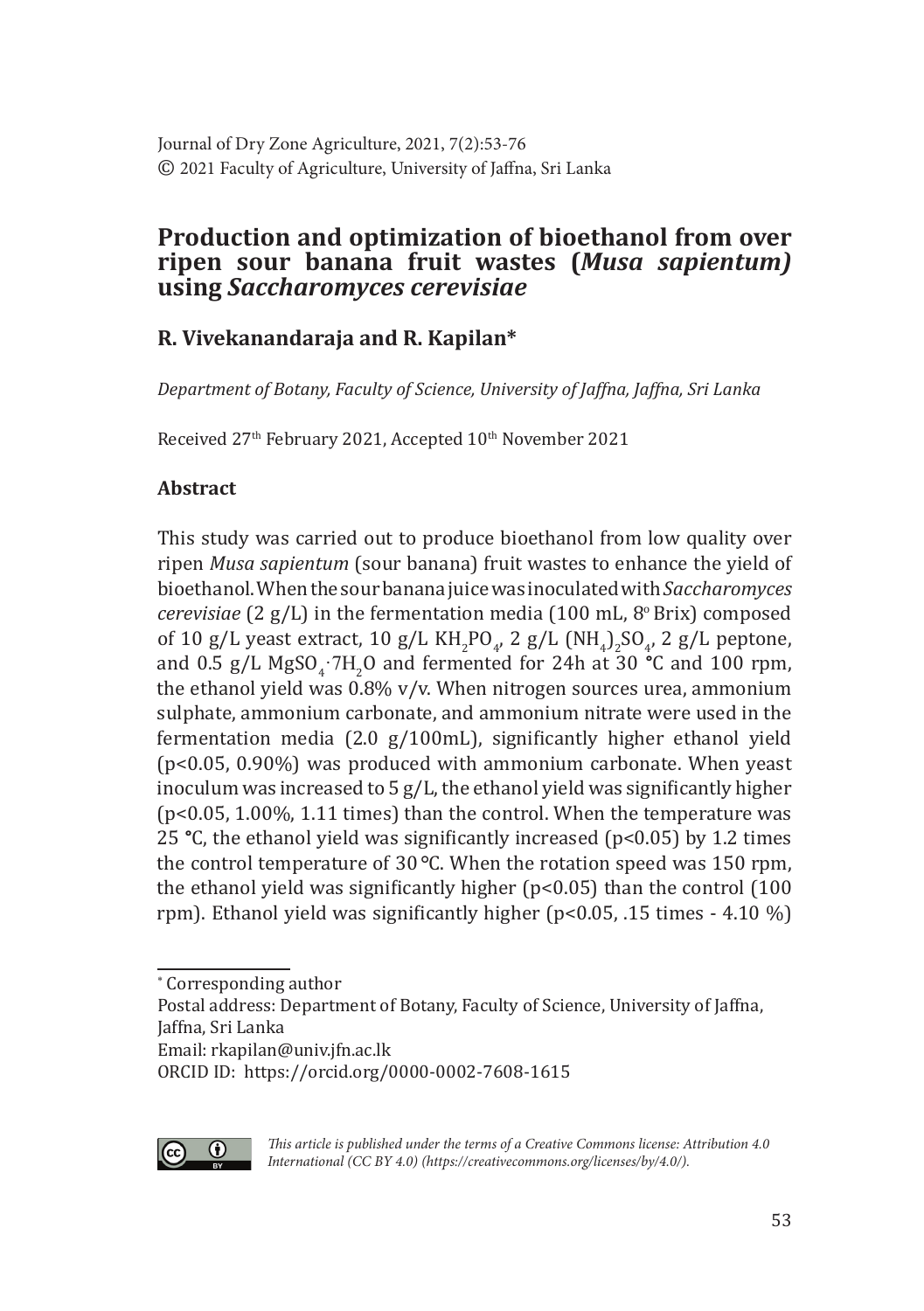Journal of Dry Zone Agriculture, 2021, 7(2):53-76
© 2021 Faculty of Agriculture, University of Jaffna, Sri Lanka

# Production and optimization of bioethanol from over ripen sour banana fruit wastes (*Musa sapientum*) using *Saccharomyces cerevisiae*

## R. Vivekanandaraja and R. Kapilan*

*Department of Botany, Faculty of Science, University of Jaffna, Jaffna, Sri Lanka*

Received 27th February 2021, Accepted 10th November 2021

### Abstract

This study was carried out to produce bioethanol from low quality over ripen *Musa sapientum* (sour banana) fruit wastes to enhance the yield of bioethanol. When the sour banana juice was inoculated with *Saccharomyces cerevisiae* (2 g/L) in the fermentation media (100 mL, $8^{o}$ Brix) composed of 10 g/L yeast extract, 10 g/L $KH_2PO_4$, 2 g/L $(NH_4)_2SO_4$, 2 g/L peptone, and 0.5 g/L $MgSO_4 \cdot 7H_2O$ and fermented for 24h at 30 °C and 100 rpm, the ethanol yield was 0.8% v/v. When nitrogen sources urea, ammonium sulphate, ammonium carbonate, and ammonium nitrate were used in the fermentation media (2.0 g/100mL), significantly higher ethanol yield ($p<0.05$, 0.90%) was produced with ammonium carbonate. When yeast inoculum was increased to 5 g/L, the ethanol yield was significantly higher ($p<0.05$, 1.00%, 1.11 times) than the control. When the temperature was 25 °C, the ethanol yield was significantly increased ($p<0.05$) by 1.2 times the control temperature of 30 °C. When the rotation speed was 150 rpm, the ethanol yield was significantly higher ($p<0.05$) than the control (100 rpm). Ethanol yield was significantly higher ($p<0.05$, .15 times - 4.10 %)

* Corresponding author

Postal address: Department of Botany, Faculty of Science, University of Jaffna, Jaffna, Sri Lanka

Email: rkapilan@univ.jfn.ac.lk

ORCID ID: https://orcid.org/0000-0002-7608-1615

*This article is published under the terms of a Creative Commons license: Attribution 4.0 International (CC BY 4.0) (https://creativecommons.org/licenses/by/4.0/).*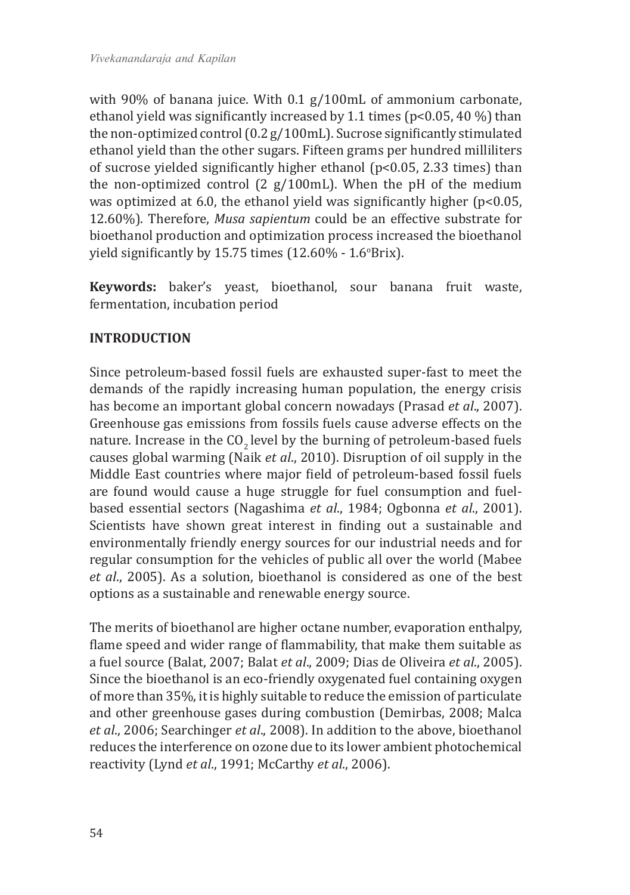with 90% of banana juice. With 0.1 g/100mL of ammonium carbonate, ethanol yield was significantly increased by 1.1 times ($p<0.05$, 40 %) than the non-optimized control (0.2 g/100mL). Sucrose significantly stimulated ethanol yield than the other sugars. Fifteen grams per hundred milliliters of sucrose yielded significantly higher ethanol ($p<0.05$, 2.33 times) than the non-optimized control (2 g/100mL). When the pH of the medium was optimized at 6.0, the ethanol yield was significantly higher ($p<0.05$, 12.60%). Therefore, *Musa sapientum* could be an effective substrate for bioethanol production and optimization process increased the bioethanol yield significantly by 15.75 times (12.60% - 1.6°Brix).

**Keywords:** baker's yeast, bioethanol, sour banana fruit waste, fermentation, incubation period

## INTRODUCTION

Since petroleum-based fossil fuels are exhausted super-fast to meet the demands of the rapidly increasing human population, the energy crisis has become an important global concern nowadays (Prasad *et al*., 2007). Greenhouse gas emissions from fossils fuels cause adverse effects on the nature. Increase in the $CO_2$ level by the burning of petroleum-based fuels causes global warming (Naik *et al*., 2010). Disruption of oil supply in the Middle East countries where major field of petroleum-based fossil fuels are found would cause a huge struggle for fuel consumption and fuel-based essential sectors (Nagashima *et al*., 1984; Ogbonna *et al*., 2001). Scientists have shown great interest in finding out a sustainable and environmentally friendly energy sources for our industrial needs and for regular consumption for the vehicles of public all over the world (Mabee *et al*., 2005). As a solution, bioethanol is considered as one of the best options as a sustainable and renewable energy source.

The merits of bioethanol are higher octane number, evaporation enthalpy, flame speed and wider range of flammability, that make them suitable as a fuel source (Balat, 2007; Balat *et al*., 2009; Dias de Oliveira *et al*., 2005). Since the bioethanol is an eco-friendly oxygenated fuel containing oxygen of more than 35%, it is highly suitable to reduce the emission of particulate and other greenhouse gases during combustion (Demirbas, 2008; Malca *et al*., 2006; Searchinger *et al*., 2008). In addition to the above, bioethanol reduces the interference on ozone due to its lower ambient photochemical reactivity (Lynd *et al*., 1991; McCarthy *et al*., 2006).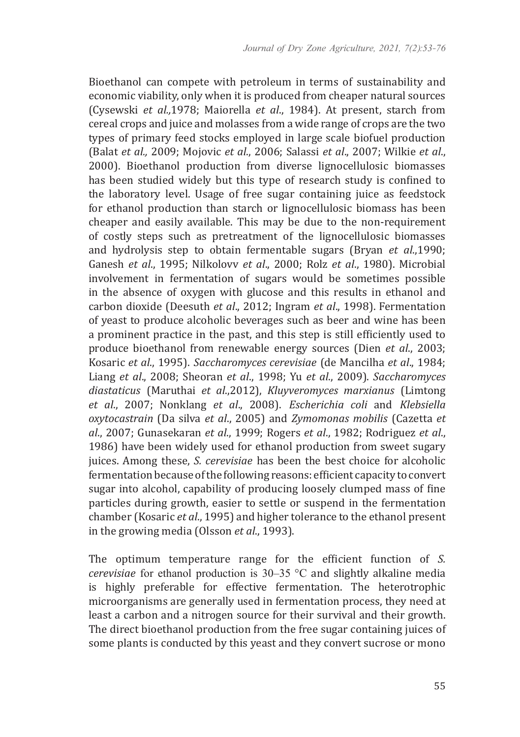Bioethanol can compete with petroleum in terms of sustainability and economic viability, only when it is produced from cheaper natural sources (Cysewski *et al.,*1978; Maiorella *et al*., 1984). At present, starch from cereal crops and juice and molasses from a wide range of crops are the two types of primary feed stocks employed in large scale biofuel production (Balat *et al.,* 2009; Mojovic *et al*., 2006; Salassi *et al*., 2007; Wilkie *et al*., 2000). Bioethanol production from diverse lignocellulosic biomasses has been studied widely but this type of research study is confined to the laboratory level. Usage of free sugar containing juice as feedstock for ethanol production than starch or lignocellulosic biomass has been cheaper and easily available. This may be due to the non-requirement of costly steps such as pretreatment of the lignocellulosic biomasses and hydrolysis step to obtain fermentable sugars (Bryan *et al*.,1990; Ganesh *et al*., 1995; Nilkolovv *et al*., 2000; Rolz *et al*., 1980). Microbial involvement in fermentation of sugars would be sometimes possible in the absence of oxygen with glucose and this results in ethanol and carbon dioxide (Deesuth *et al*., 2012; Ingram *et al*., 1998). Fermentation of yeast to produce alcoholic beverages such as beer and wine has been a prominent practice in the past, and this step is still efficiently used to produce bioethanol from renewable energy sources (Dien *et al*., 2003; Kosaric *et al*., 1995). *Saccharomyces cerevisiae* (de Mancilha *et al*., 1984; Liang *et al*., 2008; Sheoran *et al*., 1998; Yu *et al*., 2009). *Saccharomyces diastaticus* (Maruthai *et al*.,2012), *Kluyveromyces marxianus* (Limtong *et al*., 2007; Nonklang *et al*., 2008). *Escherichia coli* and *Klebsiella oxytocastrain* (Da silva *et al*., 2005) and *Zymomonas mobilis* (Cazetta *et al*., 2007; Gunasekaran *et al*., 1999; Rogers *et al*., 1982; Rodriguez *et al*., 1986) have been widely used for ethanol production from sweet sugary juices. Among these, *S. cerevisiae* has been the best choice for alcoholic fermentation because of the following reasons: efficient capacity to convert sugar into alcohol, capability of producing loosely clumped mass of fine particles during growth, easier to settle or suspend in the fermentation chamber (Kosaric *et al*., 1995) and higher tolerance to the ethanol present in the growing media (Olsson *et al*., 1993).

The optimum temperature range for the efficient function of *S. cerevisiae* for ethanol production is 30–35 °C and slightly alkaline media is highly preferable for effective fermentation. The heterotrophic microorganisms are generally used in fermentation process, they need at least a carbon and a nitrogen source for their survival and their growth. The direct bioethanol production from the free sugar containing juices of some plants is conducted by this yeast and they convert sucrose or mono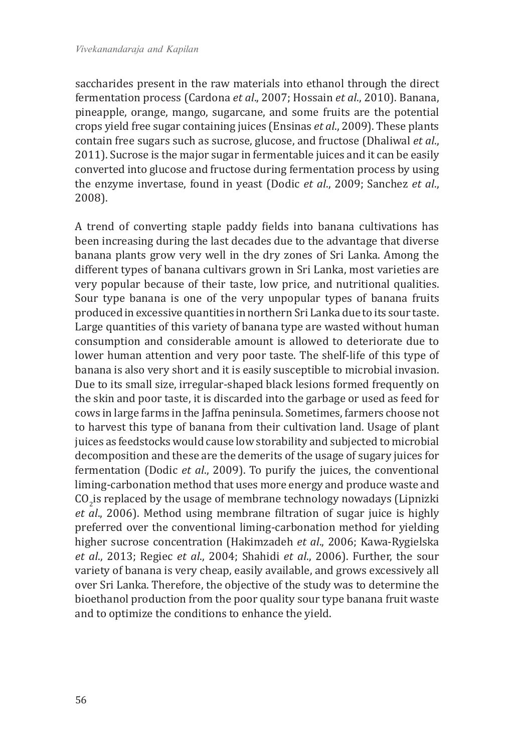saccharides present in the raw materials into ethanol through the direct fermentation process (Cardona *et al*., 2007; Hossain *et al*., 2010). Banana, pineapple, orange, mango, sugarcane, and some fruits are the potential crops yield free sugar containing juices (Ensinas *et al*., 2009). These plants contain free sugars such as sucrose, glucose, and fructose (Dhaliwal *et al*., 2011). Sucrose is the major sugar in fermentable juices and it can be easily converted into glucose and fructose during fermentation process by using the enzyme invertase, found in yeast (Dodic *et al*., 2009; Sanchez *et al*., 2008).

A trend of converting staple paddy fields into banana cultivations has been increasing during the last decades due to the advantage that diverse banana plants grow very well in the dry zones of Sri Lanka. Among the different types of banana cultivars grown in Sri Lanka, most varieties are very popular because of their taste, low price, and nutritional qualities. Sour type banana is one of the very unpopular types of banana fruits produced in excessive quantities in northern Sri Lanka due to its sour taste. Large quantities of this variety of banana type are wasted without human consumption and considerable amount is allowed to deteriorate due to lower human attention and very poor taste. The shelf-life of this type of banana is also very short and it is easily susceptible to microbial invasion. Due to its small size, irregular-shaped black lesions formed frequently on the skin and poor taste, it is discarded into the garbage or used as feed for cows in large farms in the Jaffna peninsula. Sometimes, farmers choose not to harvest this type of banana from their cultivation land. Usage of plant juices as feedstocks would cause low storability and subjected to microbial decomposition and these are the demerits of the usage of sugary juices for fermentation (Dodic *et al*., 2009). To purify the juices, the conventional liming-carbonation method that uses more energy and produce waste and $CO_2$ is replaced by the usage of membrane technology nowadays (Lipnizki *et al*., 2006). Method using membrane filtration of sugar juice is highly preferred over the conventional liming-carbonation method for yielding higher sucrose concentration (Hakimzadeh *et al*., 2006; Kawa-Rygielska *et al*., 2013; Regiec *et al*., 2004; Shahidi *et al*., 2006). Further, the sour variety of banana is very cheap, easily available, and grows excessively all over Sri Lanka. Therefore, the objective of the study was to determine the bioethanol production from the poor quality sour type banana fruit waste and to optimize the conditions to enhance the yield.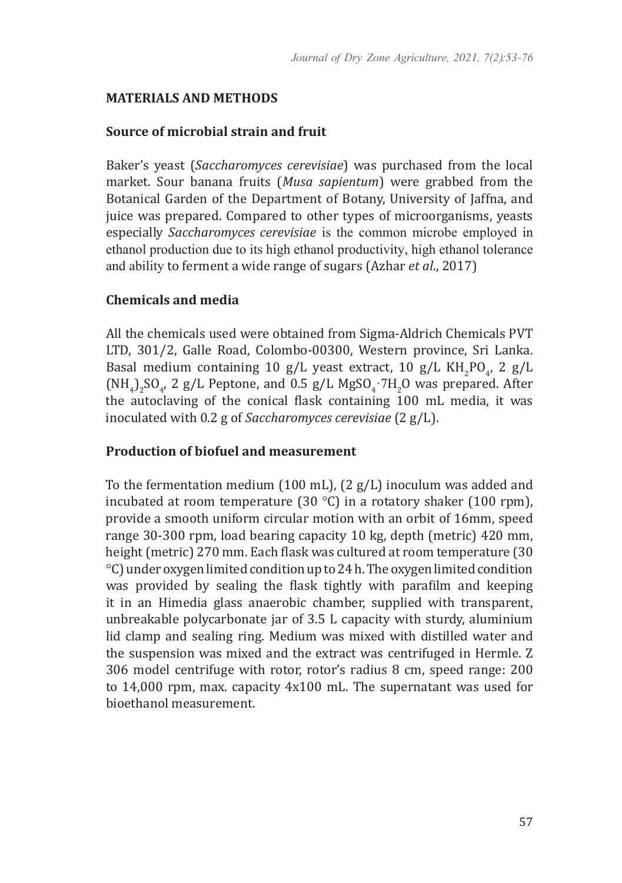## MATERIALS AND METHODS

### Source of microbial strain and fruit

Baker's yeast (*Saccharomyces cerevisiae*) was purchased from the local market. Sour banana fruits (*Musa sapientum*) were grabbed from the Botanical Garden of the Department of Botany, University of Jaffna, and juice was prepared. Compared to other types of microorganisms, yeasts especially *Saccharomyces cerevisiae* is the common microbe employed in ethanol production due to its high ethanol productivity, high ethanol tolerance and ability to ferment a wide range of sugars (Azhar *et al*., 2017)

### Chemicals and media

All the chemicals used were obtained from Sigma-Aldrich Chemicals PVT LTD, 301/2, Galle Road, Colombo-00300, Western province, Sri Lanka. Basal medium containing 10 g/L yeast extract, 10 g/L $KH_2PO_4$, 2 g/L $(NH_4)_2SO_4$, 2 g/L Peptone, and 0.5 g/L $MgSO_4 \cdot 7H_2O$ was prepared. After the autoclaving of the conical flask containing 100 mL media, it was inoculated with 0.2 g of *Saccharomyces cerevisiae* (2 g/L).

### Production of biofuel and measurement

To the fermentation medium (100 mL), (2 g/L) inoculum was added and incubated at room temperature (30 °C) in a rotatory shaker (100 rpm), provide a smooth uniform circular motion with an orbit of 16mm, speed range 30-300 rpm, load bearing capacity 10 kg, depth (metric) 420 mm, height (metric) 270 mm. Each flask was cultured at room temperature (30 °C) under oxygen limited condition up to 24 h. The oxygen limited condition was provided by sealing the flask tightly with parafilm and keeping it in an Himedia glass anaerobic chamber, supplied with transparent, unbreakable polycarbonate jar of 3.5 L capacity with sturdy, aluminium lid clamp and sealing ring. Medium was mixed with distilled water and the suspension was mixed and the extract was centrifuged in Hermle. Z 306 model centrifuge with rotor, rotor's radius 8 cm, speed range: 200 to 14,000 rpm, max. capacity 4x100 mL. The supernatant was used for bioethanol measurement.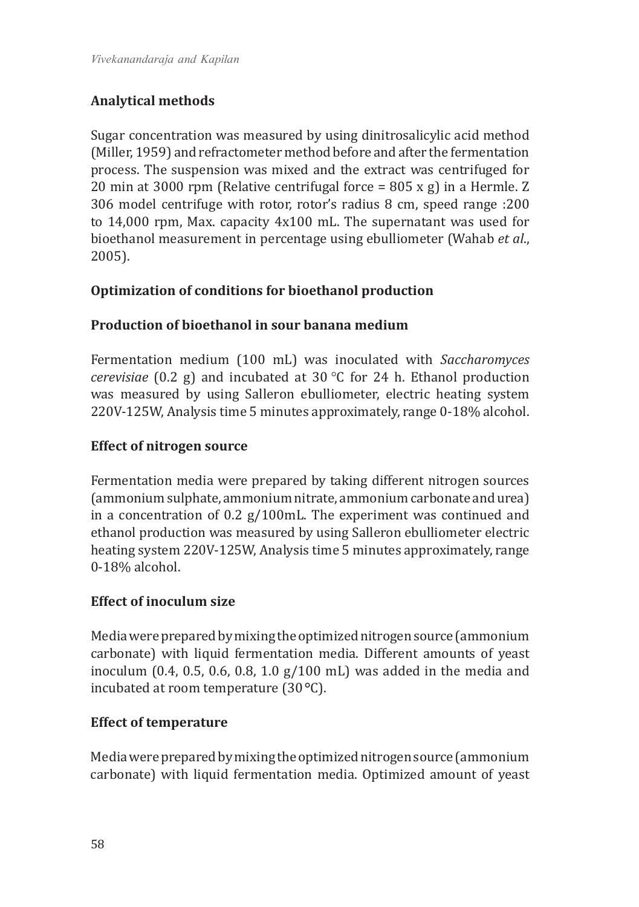## Analytical methods

Sugar concentration was measured by using dinitrosalicylic acid method (Miller, 1959) and refractometer method before and after the fermentation process. The suspension was mixed and the extract was centrifuged for 20 min at 3000 rpm (Relative centrifugal force = 805 x g) in a Hermle. Z 306 model centrifuge with rotor, rotor's radius 8 cm, speed range :200 to 14,000 rpm, Max. capacity 4x100 mL. The supernatant was used for bioethanol measurement in percentage using ebulliometer (Wahab *et al*., 2005).

## Optimization of conditions for bioethanol production

### Production of bioethanol in sour banana medium

Fermentation medium (100 mL) was inoculated with *Saccharomyces cerevisiae* (0.2 g) and incubated at 30 °C for 24 h. Ethanol production was measured by using Salleron ebulliometer, electric heating system 220V-125W, Analysis time 5 minutes approximately, range 0-18% alcohol.

### Effect of nitrogen source

Fermentation media were prepared by taking different nitrogen sources (ammonium sulphate, ammonium nitrate, ammonium carbonate and urea) in a concentration of 0.2 g/100mL. The experiment was continued and ethanol production was measured by using Salleron ebulliometer electric heating system 220V-125W, Analysis time 5 minutes approximately, range 0-18% alcohol.

### Effect of inoculum size

Media were prepared by mixing the optimized nitrogen source (ammonium carbonate) with liquid fermentation media. Different amounts of yeast inoculum (0.4, 0.5, 0.6, 0.8, 1.0 g/100 mL) was added in the media and incubated at room temperature (30 °C).

### Effect of temperature

Media were prepared by mixing the optimized nitrogen source (ammonium carbonate) with liquid fermentation media. Optimized amount of yeast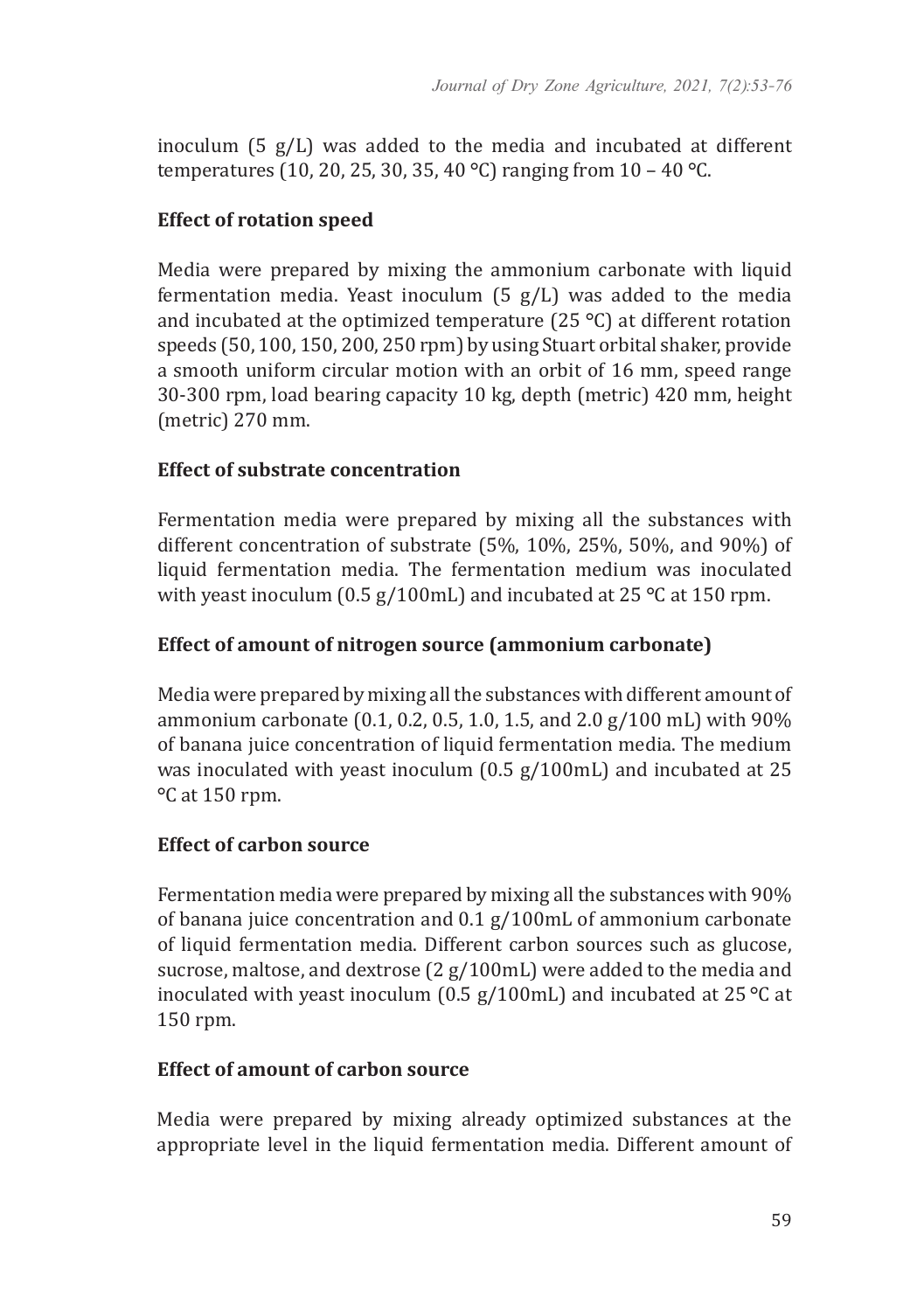inoculum (5 g/L) was added to the media and incubated at different temperatures (10, 20, 25, 30, 35, 40 °C) ranging from 10 – 40 °C.

**Effect of rotation speed**

Media were prepared by mixing the ammonium carbonate with liquid fermentation media. Yeast inoculum (5 g/L) was added to the media and incubated at the optimized temperature (25 °C) at different rotation speeds (50, 100, 150, 200, 250 rpm) by using Stuart orbital shaker, provide a smooth uniform circular motion with an orbit of 16 mm, speed range 30-300 rpm, load bearing capacity 10 kg, depth (metric) 420 mm, height (metric) 270 mm.

**Effect of substrate concentration**

Fermentation media were prepared by mixing all the substances with different concentration of substrate (5%, 10%, 25%, 50%, and 90%) of liquid fermentation media. The fermentation medium was inoculated with yeast inoculum (0.5 g/100mL) and incubated at 25 °C at 150 rpm.

**Effect of amount of nitrogen source (ammonium carbonate)**

Media were prepared by mixing all the substances with different amount of ammonium carbonate (0.1, 0.2, 0.5, 1.0, 1.5, and 2.0 g/100 mL) with 90% of banana juice concentration of liquid fermentation media. The medium was inoculated with yeast inoculum (0.5 g/100mL) and incubated at 25 °C at 150 rpm.

**Effect of carbon source**

Fermentation media were prepared by mixing all the substances with 90% of banana juice concentration and 0.1 g/100mL of ammonium carbonate of liquid fermentation media. Different carbon sources such as glucose, sucrose, maltose, and dextrose (2 g/100mL) were added to the media and inoculated with yeast inoculum (0.5 g/100mL) and incubated at 25 °C at 150 rpm.

**Effect of amount of carbon source**

Media were prepared by mixing already optimized substances at the appropriate level in the liquid fermentation media. Different amount of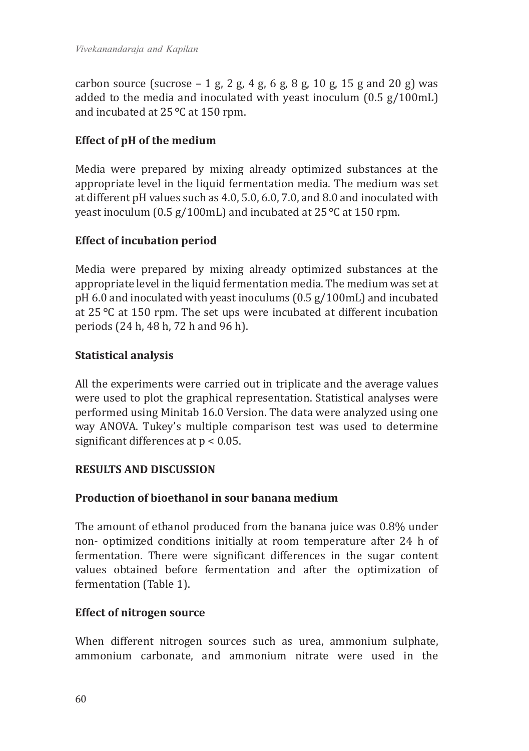carbon source (sucrose – 1 g, 2 g, 4 g, 6 g, 8 g, 10 g, 15 g and 20 g) was added to the media and inoculated with yeast inoculum (0.5 g/100mL) and incubated at 25 °C at 150 rpm.

### Effect of pH of the medium

Media were prepared by mixing already optimized substances at the appropriate level in the liquid fermentation media. The medium was set at different pH values such as 4.0, 5.0, 6.0, 7.0, and 8.0 and inoculated with yeast inoculum (0.5 g/100mL) and incubated at 25 °C at 150 rpm.

### Effect of incubation period

Media were prepared by mixing already optimized substances at the appropriate level in the liquid fermentation media. The medium was set at pH 6.0 and inoculated with yeast inoculums (0.5 g/100mL) and incubated at 25 °C at 150 rpm. The set ups were incubated at different incubation periods (24 h, 48 h, 72 h and 96 h).

### Statistical analysis

All the experiments were carried out in triplicate and the average values were used to plot the graphical representation. Statistical analyses were performed using Minitab 16.0 Version. The data were analyzed using one way ANOVA. Tukey's multiple comparison test was used to determine significant differences at $p < 0.05$.

## RESULTS AND DISCUSSION

### Production of bioethanol in sour banana medium

The amount of ethanol produced from the banana juice was 0.8% under non- optimized conditions initially at room temperature after 24 h of fermentation. There were significant differences in the sugar content values obtained before fermentation and after the optimization of fermentation (Table 1).

### Effect of nitrogen source

When different nitrogen sources such as urea, ammonium sulphate, ammonium carbonate, and ammonium nitrate were used in the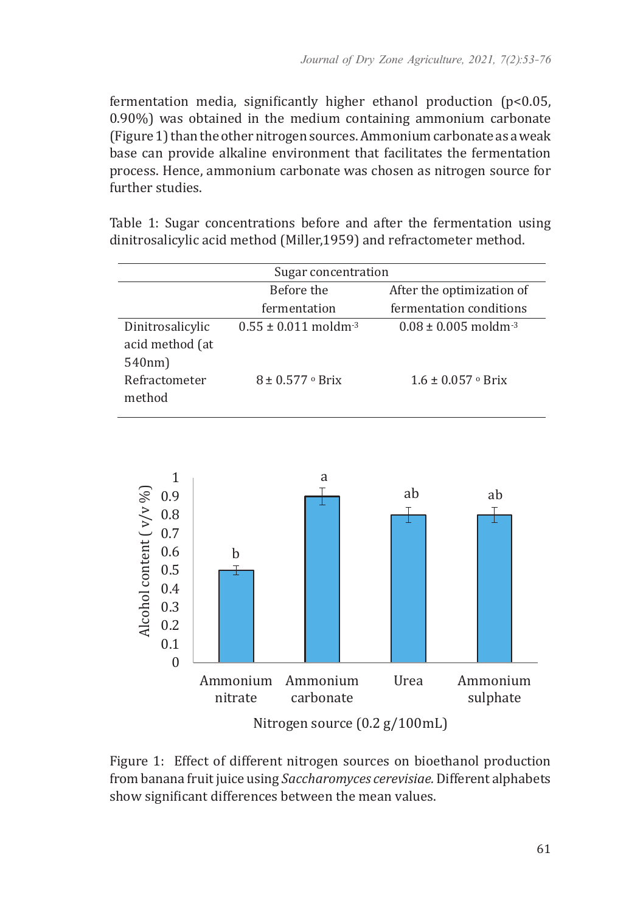fermentation media, significantly higher ethanol production ($p<0.05$, 0.90%) was obtained in the medium containing ammonium carbonate (Figure 1) than the other nitrogen sources. Ammonium carbonate as a weak base can provide alkaline environment that facilitates the fermentation process. Hence, ammonium carbonate was chosen as nitrogen source for further studies.

Table 1: Sugar concentrations before and after the fermentation using dinitrosalicylic acid method (Miller,1959) and refractometer method.

| | Sugar concentration | |
|---|---|---|
| | Before the fermentation | After the optimization of fermentation conditions |
| Dinitrosalicylic acid method (at 540nm) | $0.55 \pm 0.011$ moldm$^{-3}$ | $0.08 \pm 0.005$ moldm$^{-3}$ |
| Refractometer method | $8 \pm 0.577$ $^{\circ}$ Brix | $1.6 \pm 0.057$ $^{\circ}$ Brix |

Figure 1: Effect of different nitrogen sources on bioethanol production from banana fruit juice using *Saccharomyces cerevisiae.* Different alphabets show significant differences between the mean values.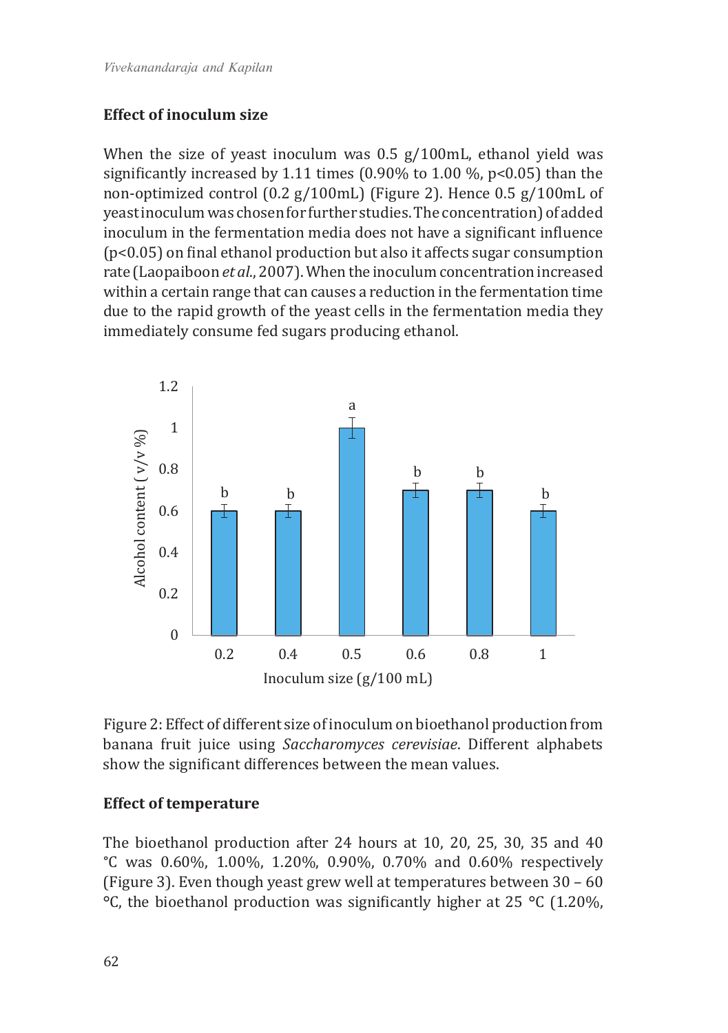### Effect of inoculum size

When the size of yeast inoculum was 0.5 g/100mL, ethanol yield was significantly increased by 1.11 times (0.90% to 1.00 %, $p<0.05$) than the non-optimized control (0.2 g/100mL) (Figure 2). Hence 0.5 g/100mL of yeast inoculum was chosen for further studies. The concentration) of added inoculum in the fermentation media does not have a significant influence ($p<0.05$) on final ethanol production but also it affects sugar consumption rate (Laopaiboon *et al*., 2007). When the inoculum concentration increased within a certain range that can causes a reduction in the fermentation time due to the rapid growth of the yeast cells in the fermentation media they immediately consume fed sugars producing ethanol.

Figure 2: Effect of different size of inoculum on bioethanol production from banana fruit juice using *Saccharomyces cerevisiae*. Different alphabets show the significant differences between the mean values.

### Effect of temperature

The bioethanol production after 24 hours at 10, 20, 25, 30, 35 and 40 °C was 0.60%, 1.00%, 1.20%, 0.90%, 0.70% and 0.60% respectively (Figure 3). Even though yeast grew well at temperatures between 30 – 60 °C, the bioethanol production was significantly higher at 25 °C (1.20%,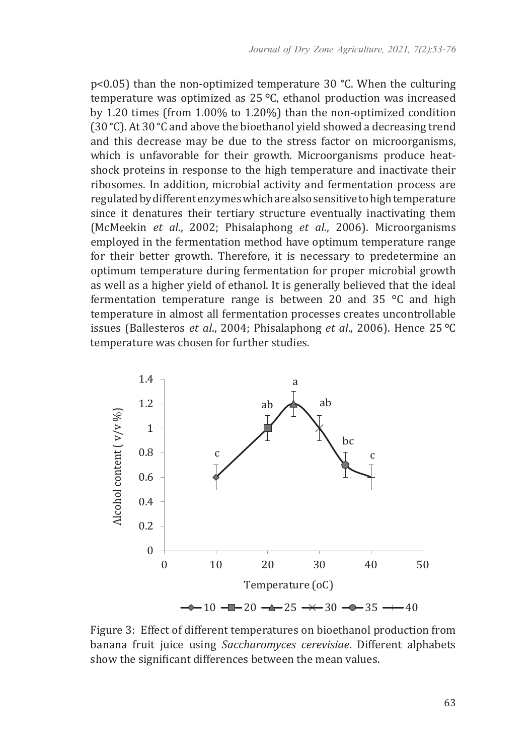p<0.05) than the non-optimized temperature 30 °C. When the culturing temperature was optimized as 25 °C, ethanol production was increased by 1.20 times (from 1.00% to 1.20%) than the non-optimized condition (30 °C). At 30 °C and above the bioethanol yield showed a decreasing trend and this decrease may be due to the stress factor on microorganisms, which is unfavorable for their growth. Microorganisms produce heat-shock proteins in response to the high temperature and inactivate their ribosomes. In addition, microbial activity and fermentation process are regulated by different enzymes which are also sensitive to high temperature since it denatures their tertiary structure eventually inactivating them (McMeekin *et al*., 2002; Phisalaphong *et al*., 2006). Microorganisms employed in the fermentation method have optimum temperature range for their better growth. Therefore, it is necessary to predetermine an optimum temperature during fermentation for proper microbial growth as well as a higher yield of ethanol. It is generally believed that the ideal fermentation temperature range is between 20 and 35 °C and high temperature in almost all fermentation processes creates uncontrollable issues (Ballesteros *et al*., 2004; Phisalaphong *et al*., 2006). Hence 25 °C temperature was chosen for further studies.

Figure 3: Effect of different temperatures on bioethanol production from banana fruit juice using *Saccharomyces cerevisiae*. Different alphabets show the significant differences between the mean values.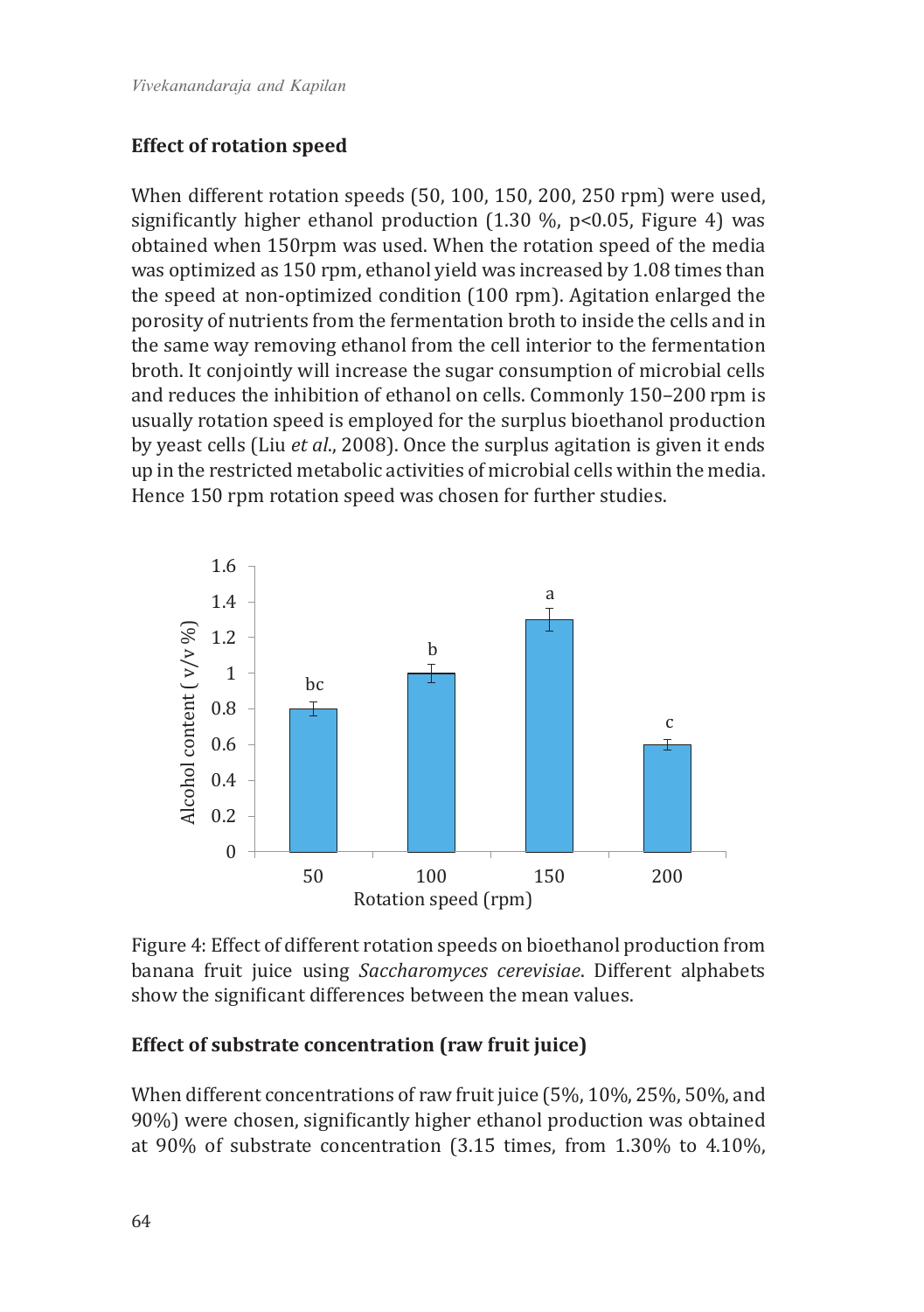### Effect of rotation speed

When different rotation speeds (50, 100, 150, 200, 250 rpm) were used, significantly higher ethanol production (1.30 %, $p<0.05$, Figure 4) was obtained when 150rpm was used. When the rotation speed of the media was optimized as 150 rpm, ethanol yield was increased by 1.08 times than the speed at non-optimized condition (100 rpm). Agitation enlarged the porosity of nutrients from the fermentation broth to inside the cells and in the same way removing ethanol from the cell interior to the fermentation broth. It conjointly will increase the sugar consumption of microbial cells and reduces the inhibition of ethanol on cells. Commonly 150–200 rpm is usually rotation speed is employed for the surplus bioethanol production by yeast cells (Liu *et al*., 2008). Once the surplus agitation is given it ends up in the restricted metabolic activities of microbial cells within the media. Hence 150 rpm rotation speed was chosen for further studies.

Figure 4: Effect of different rotation speeds on bioethanol production from banana fruit juice using *Saccharomyces cerevisiae*. Different alphabets show the significant differences between the mean values.

### Effect of substrate concentration (raw fruit juice)

When different concentrations of raw fruit juice (5%, 10%, 25%, 50%, and 90%) were chosen, significantly higher ethanol production was obtained at 90% of substrate concentration (3.15 times, from 1.30% to 4.10%,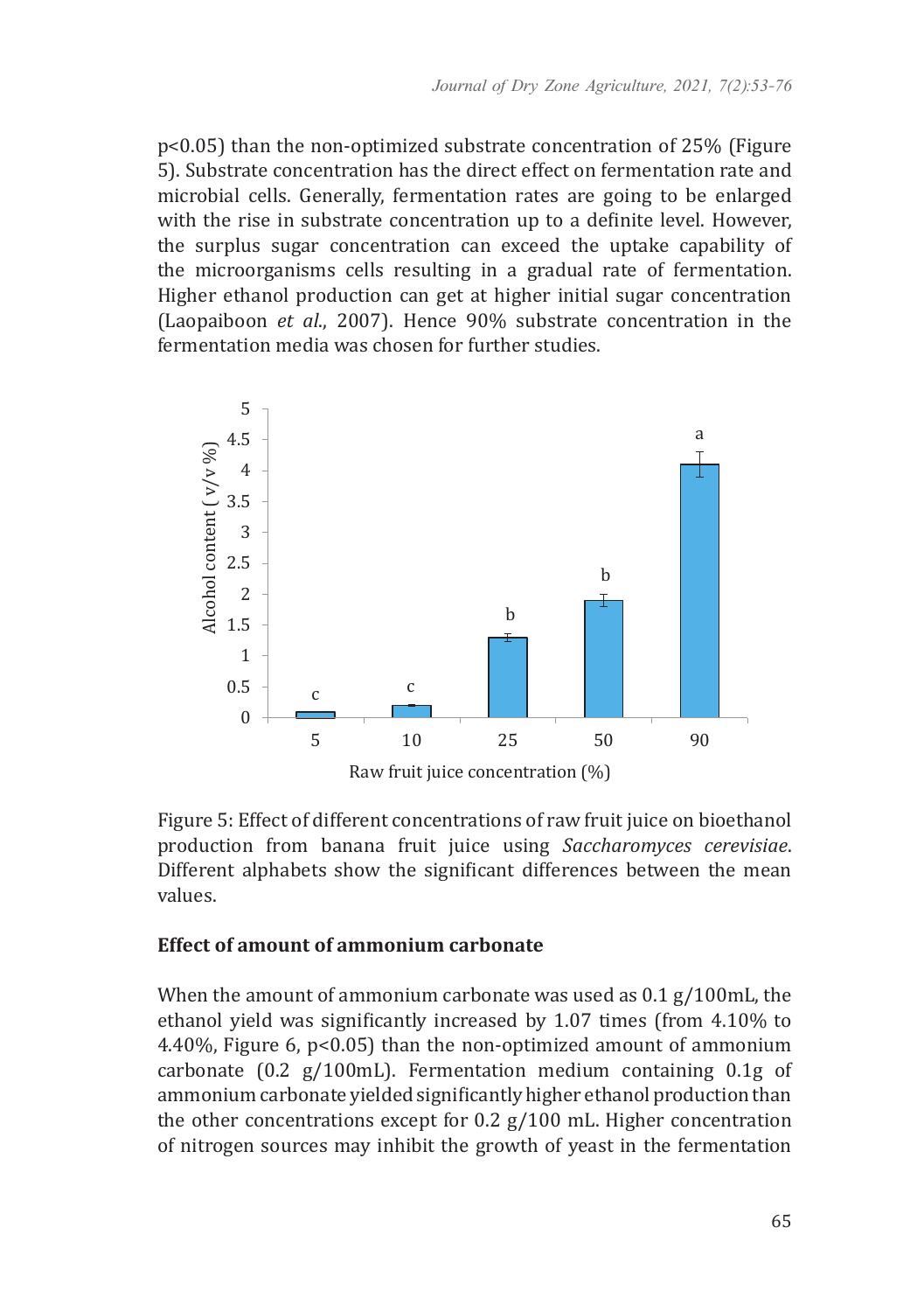$p<0.05$) than the non-optimized substrate concentration of 25% (Figure 5). Substrate concentration has the direct effect on fermentation rate and microbial cells. Generally, fermentation rates are going to be enlarged with the rise in substrate concentration up to a definite level. However, the surplus sugar concentration can exceed the uptake capability of the microorganisms cells resulting in a gradual rate of fermentation. Higher ethanol production can get at higher initial sugar concentration (Laopaiboon *et al.*, 2007). Hence 90% substrate concentration in the fermentation media was chosen for further studies.

Figure 5: Effect of different concentrations of raw fruit juice on bioethanol production from banana fruit juice using *Saccharomyces cerevisiae*. Different alphabets show the significant differences between the mean values.

### Effect of amount of ammonium carbonate

When the amount of ammonium carbonate was used as 0.1 g/100mL, the ethanol yield was significantly increased by 1.07 times (from 4.10% to 4.40%, Figure 6, $p<0.05$) than the non-optimized amount of ammonium carbonate (0.2 g/100mL). Fermentation medium containing 0.1g of ammonium carbonate yielded significantly higher ethanol production than the other concentrations except for 0.2 g/100 mL. Higher concentration of nitrogen sources may inhibit the growth of yeast in the fermentation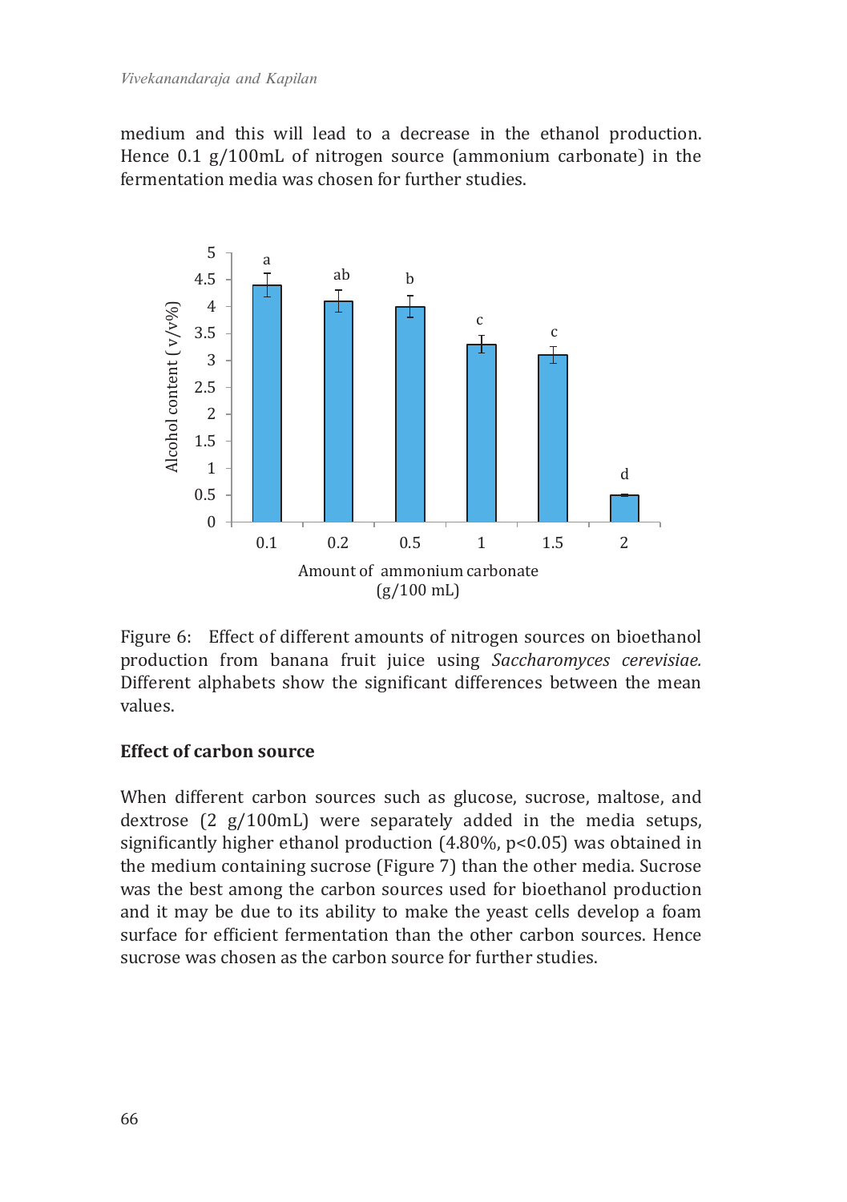medium and this will lead to a decrease in the ethanol production. Hence 0.1 g/100mL of nitrogen source (ammonium carbonate) in the fermentation media was chosen for further studies.

Figure 6: Effect of different amounts of nitrogen sources on bioethanol production from banana fruit juice using *Saccharomyces cerevisiae.* Different alphabets show the significant differences between the mean values.

**Effect of carbon source**

When different carbon sources such as glucose, sucrose, maltose, and dextrose (2 g/100mL) were separately added in the media setups, significantly higher ethanol production (4.80%, $p<0.05$) was obtained in the medium containing sucrose (Figure 7) than the other media. Sucrose was the best among the carbon sources used for bioethanol production and it may be due to its ability to make the yeast cells develop a foam surface for efficient fermentation than the other carbon sources. Hence sucrose was chosen as the carbon source for further studies.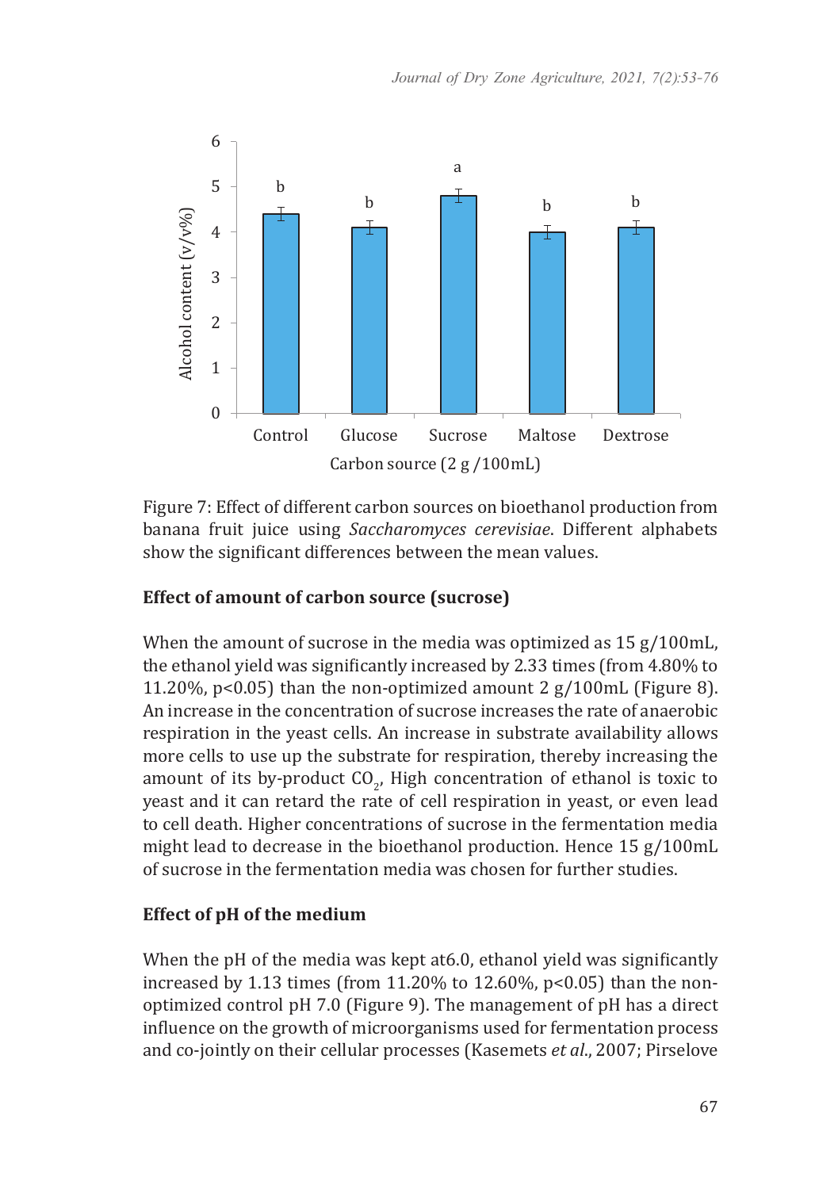Figure 7: Effect of different carbon sources on bioethanol production from banana fruit juice using *Saccharomyces cerevisiae*. Different alphabets show the significant differences between the mean values.

**Effect of amount of carbon source (sucrose)**

When the amount of sucrose in the media was optimized as 15 g/100mL, the ethanol yield was significantly increased by 2.33 times (from 4.80% to 11.20%, $p<0.05$) than the non-optimized amount 2 g/100mL (Figure 8). An increase in the concentration of sucrose increases the rate of anaerobic respiration in the yeast cells. An increase in substrate availability allows more cells to use up the substrate for respiration, thereby increasing the amount of its by-product $CO_2$, High concentration of ethanol is toxic to yeast and it can retard the rate of cell respiration in yeast, or even lead to cell death. Higher concentrations of sucrose in the fermentation media might lead to decrease in the bioethanol production. Hence 15 g/100mL of sucrose in the fermentation media was chosen for further studies.

**Effect of pH of the medium**

When the pH of the media was kept at6.0, ethanol yield was significantly increased by 1.13 times (from 11.20% to 12.60%, $p<0.05$) than the non-optimized control pH 7.0 (Figure 9). The management of pH has a direct influence on the growth of microorganisms used for fermentation process and co-jointly on their cellular processes (Kasemets *et al*., 2007; Pirselove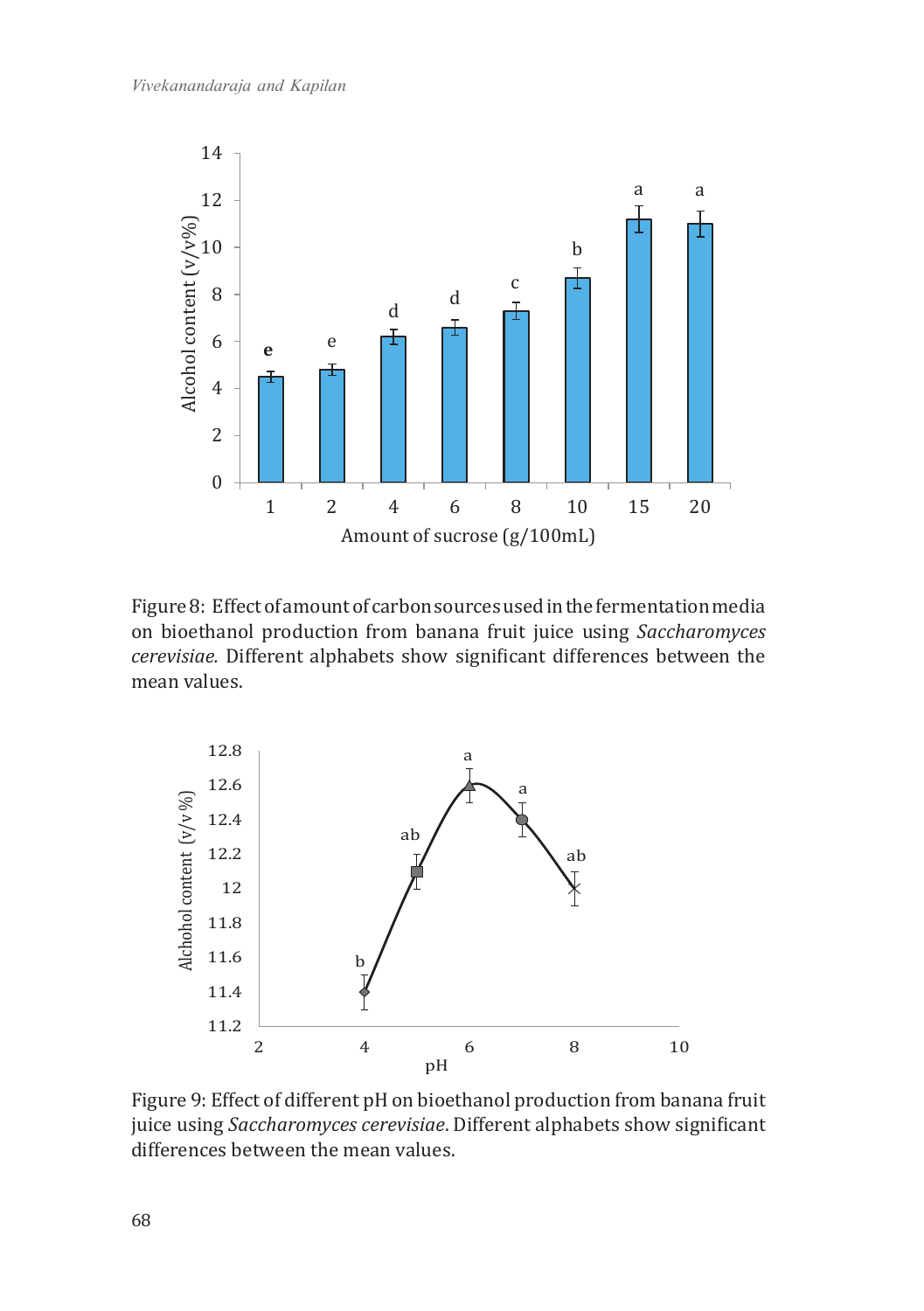Figure 8: Effect of amount of carbon sources used in the fermentation media on bioethanol production from banana fruit juice using *Saccharomyces cerevisiae.* Different alphabets show significant differences between the mean values.

Figure 9: Effect of different pH on bioethanol production from banana fruit juice using *Saccharomyces cerevisiae*. Different alphabets show significant differences between the mean values.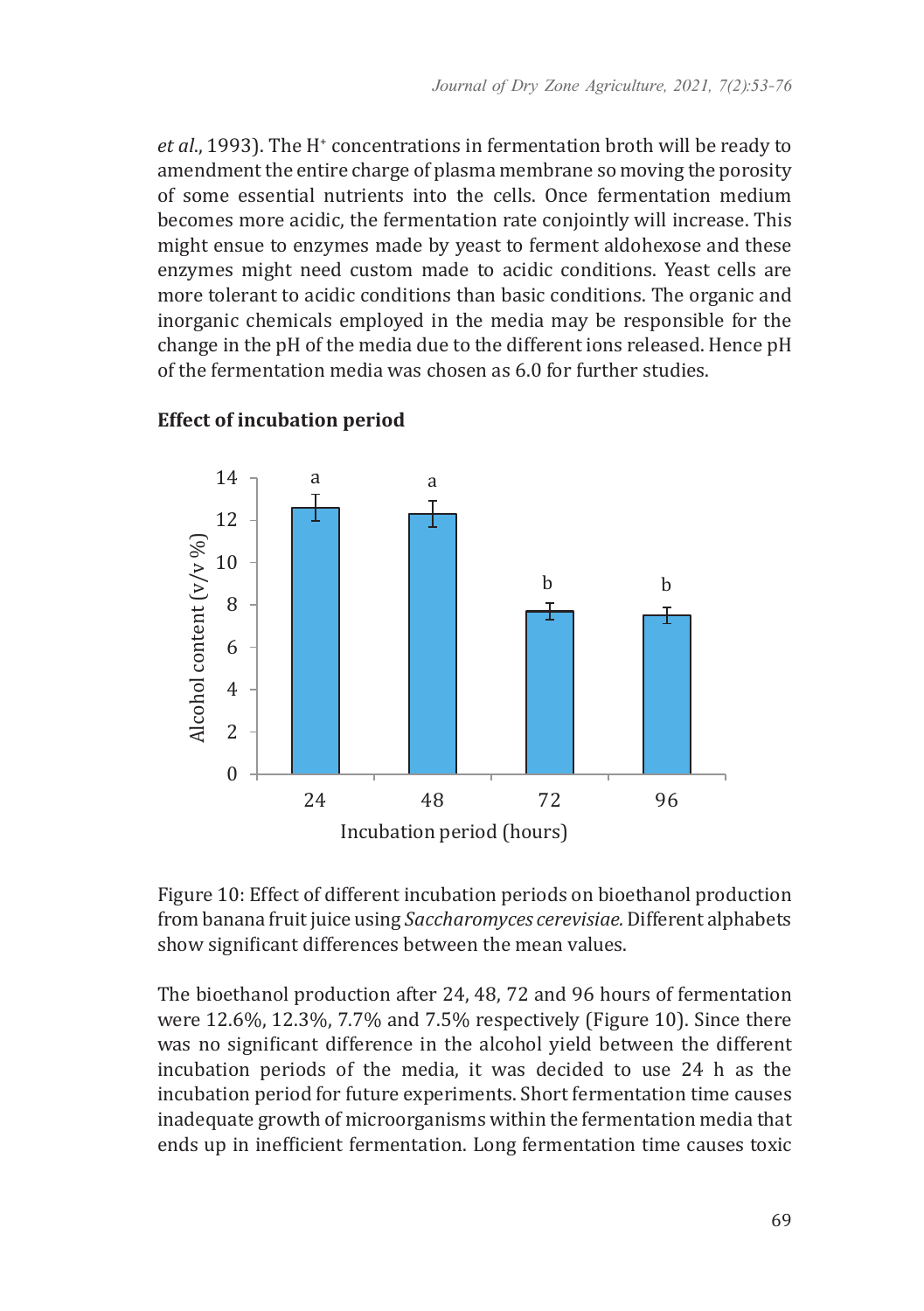*et al*., 1993). The $H^+$ concentrations in fermentation broth will be ready to amendment the entire charge of plasma membrane so moving the porosity of some essential nutrients into the cells. Once fermentation medium becomes more acidic, the fermentation rate conjointly will increase. This might ensue to enzymes made by yeast to ferment aldohexose and these enzymes might need custom made to acidic conditions. Yeast cells are more tolerant to acidic conditions than basic conditions. The organic and inorganic chemicals employed in the media may be responsible for the change in the pH of the media due to the different ions released. Hence pH of the fermentation media was chosen as 6.0 for further studies.

**Effect of incubation period**

Figure 10: Effect of different incubation periods on bioethanol production from banana fruit juice using *Saccharomyces cerevisiae.* Different alphabets show significant differences between the mean values.

The bioethanol production after 24, 48, 72 and 96 hours of fermentation were 12.6%, 12.3%, 7.7% and 7.5% respectively (Figure 10). Since there was no significant difference in the alcohol yield between the different incubation periods of the media, it was decided to use 24 h as the incubation period for future experiments. Short fermentation time causes inadequate growth of microorganisms within the fermentation media that ends up in inefficient fermentation. Long fermentation time causes toxic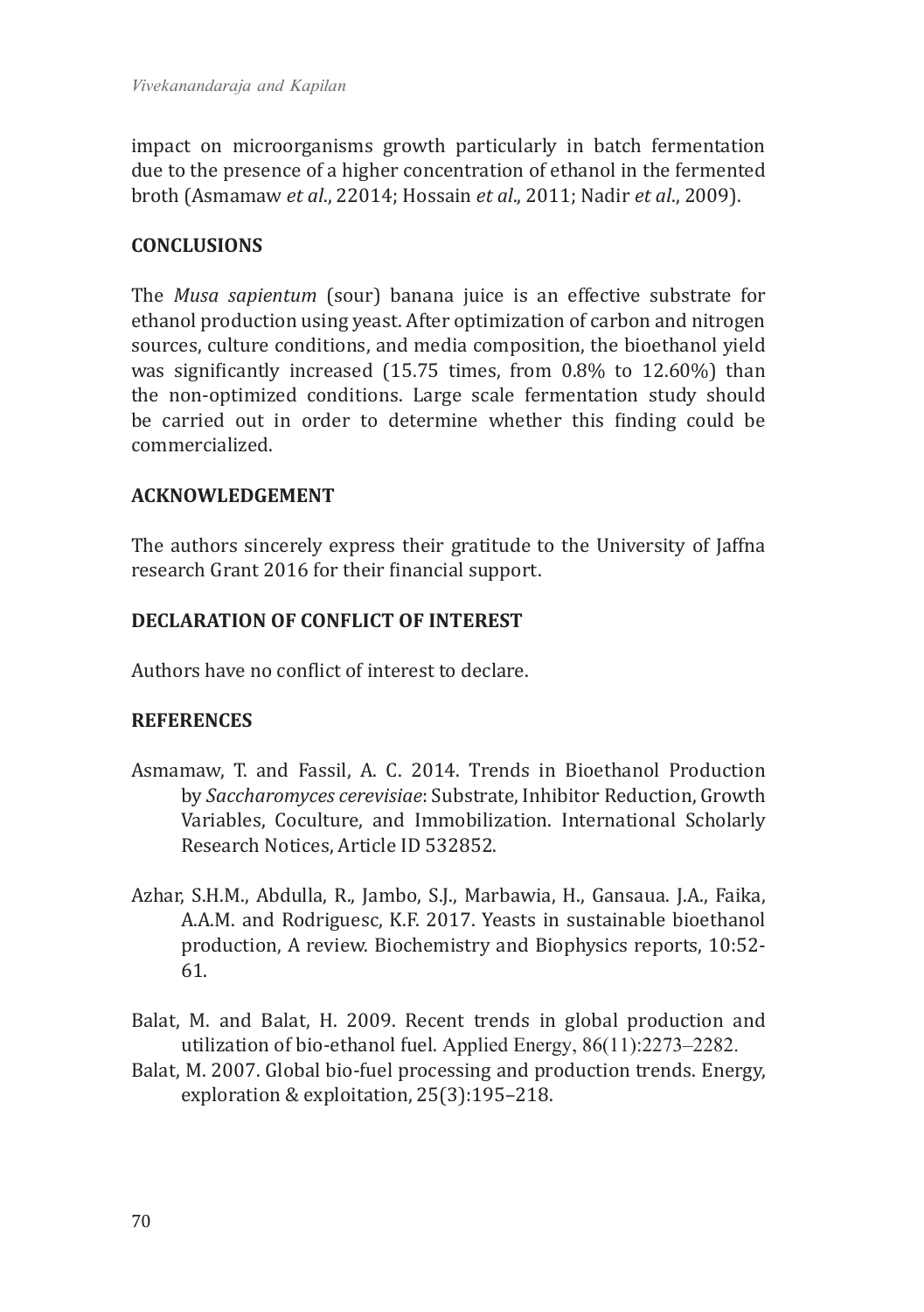impact on microorganisms growth particularly in batch fermentation due to the presence of a higher concentration of ethanol in the fermented broth (Asmamaw *et al*., 22014; Hossain *et al*., 2011; Nadir *et al*., 2009).

## CONCLUSIONS

The *Musa sapientum* (sour) banana juice is an effective substrate for ethanol production using yeast. After optimization of carbon and nitrogen sources, culture conditions, and media composition, the bioethanol yield was significantly increased (15.75 times, from 0.8% to 12.60%) than the non-optimized conditions. Large scale fermentation study should be carried out in order to determine whether this finding could be commercialized.

## ACKNOWLEDGEMENT

The authors sincerely express their gratitude to the University of Jaffna research Grant 2016 for their financial support.

## DECLARATION OF CONFLICT OF INTEREST

Authors have no conflict of interest to declare.

## REFERENCES

Asmamaw, T. and Fassil, A. C. 2014. Trends in Bioethanol Production by *Saccharomyces cerevisiae*: Substrate, Inhibitor Reduction, Growth Variables, Coculture, and Immobilization. International Scholarly Research Notices, Article ID 532852.

Azhar, S.H.M., Abdulla, R., Jambo, S.J., Marbawia, H., Gansaua. J.A., Faika, A.A.M. and Rodriguesc, K.F. 2017. Yeasts in sustainable bioethanol production, A review. Biochemistry and Biophysics reports, 10:52-61.

Balat, M. and Balat, H. 2009. Recent trends in global production and utilization of bio-ethanol fuel. Applied Energy, 86(11):2273–2282.

Balat, M. 2007. Global bio-fuel processing and production trends. Energy, exploration & exploitation, 25(3):195–218.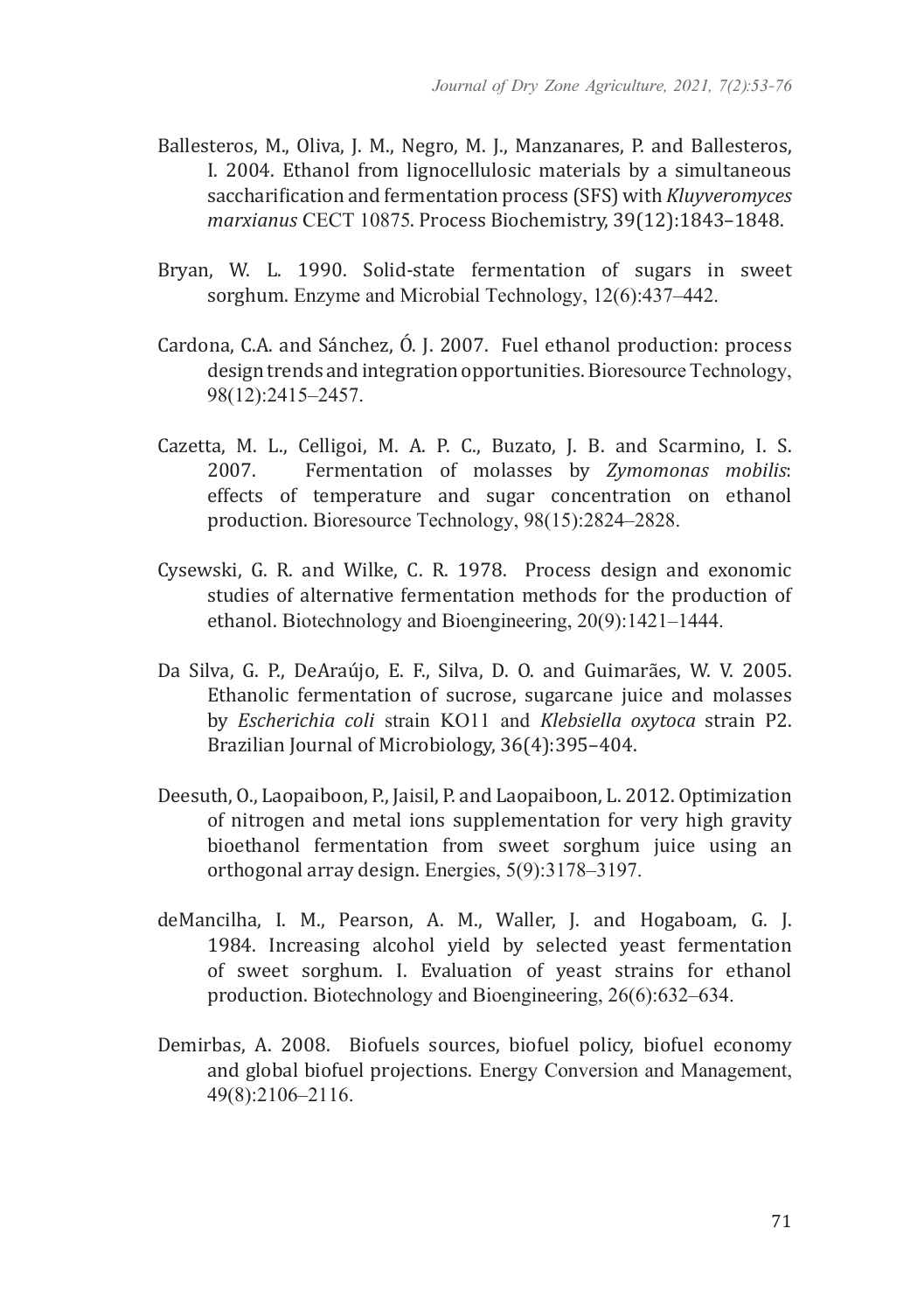Ballesteros, M., Oliva, J. M., Negro, M. J., Manzanares, P. and Ballesteros, I. 2004. Ethanol from lignocellulosic materials by a simultaneous saccharification and fermentation process (SFS) with *Kluyveromyces marxianus* CECT 10875. Process Biochemistry, 39(12):1843–1848.

Bryan, W. L. 1990. Solid-state fermentation of sugars in sweet sorghum. Enzyme and Microbial Technology, 12(6):437–442.

Cardona, C.A. and Sánchez, Ó. J. 2007. Fuel ethanol production: process design trends and integration opportunities. Bioresource Technology, 98(12):2415–2457.

Cazetta, M. L., Celligoi, M. A. P. C., Buzato, J. B. and Scarmino, I. S. 2007. Fermentation of molasses by *Zymomonas mobilis*: effects of temperature and sugar concentration on ethanol production. Bioresource Technology, 98(15):2824–2828.

Cysewski, G. R. and Wilke, C. R. 1978. Process design and exonomic studies of alternative fermentation methods for the production of ethanol. Biotechnology and Bioengineering, 20(9):1421–1444.

Da Silva, G. P., DeAraújo, E. F., Silva, D. O. and Guimarães, W. V. 2005. Ethanolic fermentation of sucrose, sugarcane juice and molasses by *Escherichia coli* strain KO11 and *Klebsiella oxytoca* strain P2. Brazilian Journal of Microbiology, 36(4):395–404.

Deesuth, O., Laopaiboon, P., Jaisil, P. and Laopaiboon, L. 2012. Optimization of nitrogen and metal ions supplementation for very high gravity bioethanol fermentation from sweet sorghum juice using an orthogonal array design. Energies, 5(9):3178–3197.

deMancilha, I. M., Pearson, A. M., Waller, J. and Hogaboam, G. J. 1984. Increasing alcohol yield by selected yeast fermentation of sweet sorghum. I. Evaluation of yeast strains for ethanol production. Biotechnology and Bioengineering, 26(6):632–634.

Demirbas, A. 2008. Biofuels sources, biofuel policy, biofuel economy and global biofuel projections. Energy Conversion and Management, 49(8):2106–2116.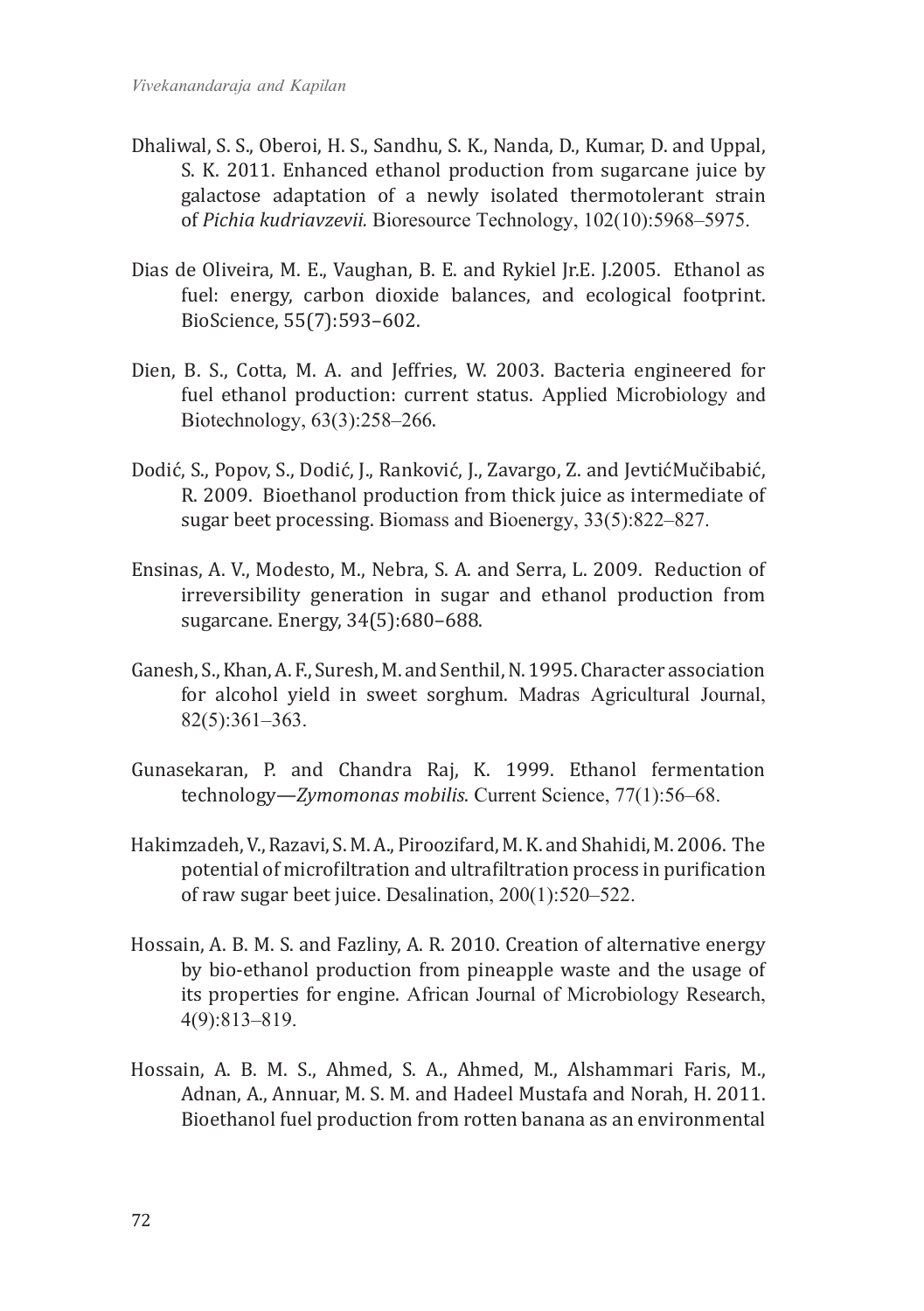Dhaliwal, S. S., Oberoi, H. S., Sandhu, S. K., Nanda, D., Kumar, D. and Uppal, S. K. 2011. Enhanced ethanol production from sugarcane juice by galactose adaptation of a newly isolated thermotolerant strain of *Pichia kudriavzevii.* Bioresource Technology, 102(10):5968–5975.

Dias de Oliveira, M. E., Vaughan, B. E. and Rykiel Jr.E. J.2005. Ethanol as fuel: energy, carbon dioxide balances, and ecological footprint. BioScience, 55(7):593–602.

Dien, B. S., Cotta, M. A. and Jeffries, W. 2003. Bacteria engineered for fuel ethanol production: current status. Applied Microbiology and Biotechnology, 63(3):258–266.

Dodić, S., Popov, S., Dodić, J., Ranković, J., Zavargo, Z. and JevtićMučibabić, R. 2009. Bioethanol production from thick juice as intermediate of sugar beet processing. Biomass and Bioenergy, 33(5):822–827.

Ensinas, A. V., Modesto, M., Nebra, S. A. and Serra, L. 2009. Reduction of irreversibility generation in sugar and ethanol production from sugarcane. Energy, 34(5):680–688.

Ganesh, S., Khan, A. F., Suresh, M. and Senthil, N. 1995. Character association for alcohol yield in sweet sorghum. Madras Agricultural Journal, 82(5):361–363.

Gunasekaran, P. and Chandra Raj, K. 1999. Ethanol fermentation technology—*Zymomonas mobilis.* Current Science, 77(1):56–68.

Hakimzadeh, V., Razavi, S. M. A., Piroozifard, M. K. and Shahidi, M. 2006. The potential of microfiltration and ultrafiltration process in purification of raw sugar beet juice. Desalination, 200(1):520–522.

Hossain, A. B. M. S. and Fazliny, A. R. 2010. Creation of alternative energy by bio-ethanol production from pineapple waste and the usage of its properties for engine. African Journal of Microbiology Research, 4(9):813–819.

Hossain, A. B. M. S., Ahmed, S. A., Ahmed, M., Alshammari Faris, M., Adnan, A., Annuar, M. S. M. and Hadeel Mustafa and Norah, H. 2011. Bioethanol fuel production from rotten banana as an environmental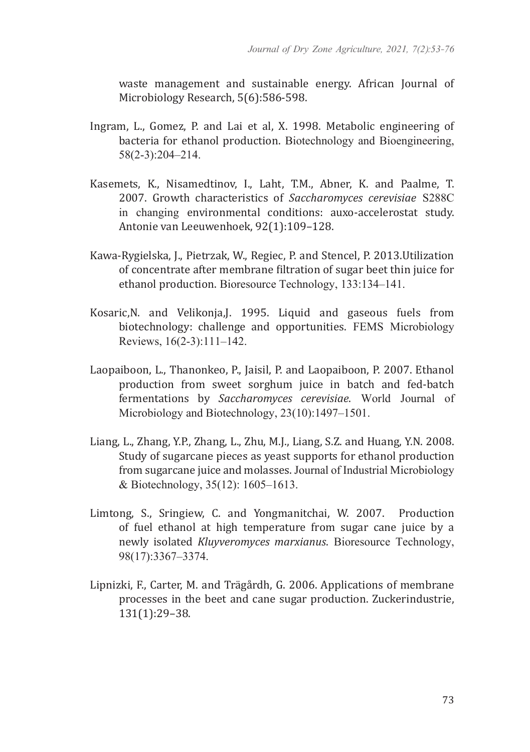waste management and sustainable energy. African Journal of Microbiology Research, 5(6):586-598.

Ingram, L., Gomez, P. and Lai et al, X. 1998. Metabolic engineering of bacteria for ethanol production. Biotechnology and Bioengineering, 58(2-3):204–214.

Kasemets, K., Nisamedtinov, I., Laht, T.M., Abner, K. and Paalme, T. 2007. Growth characteristics of *Saccharomyces cerevisiae* S288C in changing environmental conditions: auxo-accelerostat study. Antonie van Leeuwenhoek, 92(1):109–128.

Kawa-Rygielska, J., Pietrzak, W., Regiec, P. and Stencel, P. 2013.Utilization of concentrate after membrane filtration of sugar beet thin juice for ethanol production. Bioresource Technology, 133:134–141.

Kosaric,N. and Velikonja,J. 1995. Liquid and gaseous fuels from biotechnology: challenge and opportunities. FEMS Microbiology Reviews, 16(2-3):111–142.

Laopaiboon, L., Thanonkeo, P., Jaisil, P. and Laopaiboon, P. 2007. Ethanol production from sweet sorghum juice in batch and fed-batch fermentations by *Saccharomyces cerevisiae*. World Journal of Microbiology and Biotechnology, 23(10):1497–1501.

Liang, L., Zhang, Y.P., Zhang, L., Zhu, M.J., Liang, S.Z. and Huang, Y.N. 2008. Study of sugarcane pieces as yeast supports for ethanol production from sugarcane juice and molasses. Journal of Industrial Microbiology & Biotechnology, 35(12): 1605–1613.

Limtong, S., Sringiew, C. and Yongmanitchai, W. 2007. Production of fuel ethanol at high temperature from sugar cane juice by a newly isolated *Kluyveromyces marxianus*. Bioresource Technology, 98(17):3367–3374.

Lipnizki, F., Carter, M. and Trägårdh, G. 2006. Applications of membrane processes in the beet and cane sugar production. Zuckerindustrie, 131(1):29–38.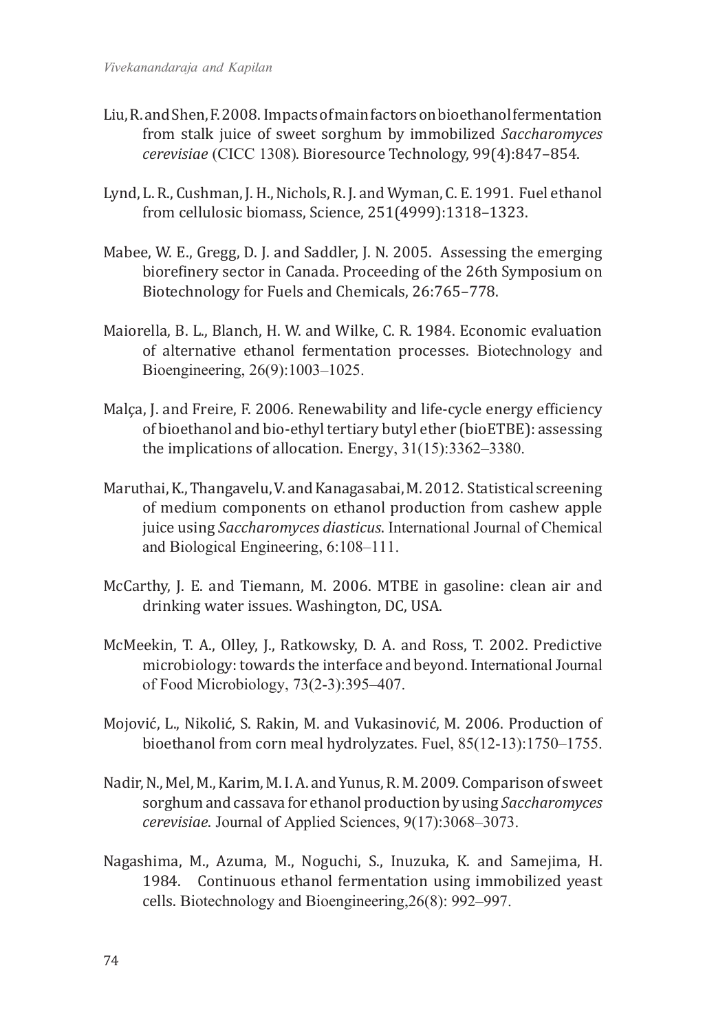Liu, R. and Shen, F. 2008. Impacts of main factors on bioethanol fermentation from stalk juice of sweet sorghum by immobilized *Saccharomyces cerevisiae* (CICC 1308). Bioresource Technology, 99(4):847–854.

Lynd, L. R., Cushman, J. H., Nichols, R. J. and Wyman, C. E. 1991. Fuel ethanol from cellulosic biomass, Science, 251(4999):1318–1323.

Mabee, W. E., Gregg, D. J. and Saddler, J. N. 2005. Assessing the emerging biorefinery sector in Canada. Proceeding of the 26th Symposium on Biotechnology for Fuels and Chemicals, 26:765–778.

Maiorella, B. L., Blanch, H. W. and Wilke, C. R. 1984. Economic evaluation of alternative ethanol fermentation processes. Biotechnology and Bioengineering, 26(9):1003–1025.

Malça, J. and Freire, F. 2006. Renewability and life-cycle energy efficiency of bioethanol and bio-ethyl tertiary butyl ether (bioETBE): assessing the implications of allocation. Energy, 31(15):3362–3380.

Maruthai, K., Thangavelu, V. and Kanagasabai, M. 2012. Statistical screening of medium components on ethanol production from cashew apple juice using *Saccharomyces diasticus*. International Journal of Chemical and Biological Engineering, 6:108–111.

McCarthy, J. E. and Tiemann, M. 2006. MTBE in gasoline: clean air and drinking water issues. Washington, DC, USA.

McMeekin, T. A., Olley, J., Ratkowsky, D. A. and Ross, T. 2002. Predictive microbiology: towards the interface and beyond. International Journal of Food Microbiology, 73(2-3):395–407.

Mojović, L., Nikolić, S. Rakin, M. and Vukasinović, M. 2006. Production of bioethanol from corn meal hydrolyzates. Fuel, 85(12-13):1750–1755.

Nadir, N., Mel, M., Karim, M. I. A. and Yunus, R. M. 2009. Comparison of sweet sorghum and cassava for ethanol production by using *Saccharomyces cerevisiae*. Journal of Applied Sciences, 9(17):3068–3073.

Nagashima, M., Azuma, M., Noguchi, S., Inuzuka, K. and Samejima, H. 1984. Continuous ethanol fermentation using immobilized yeast cells. Biotechnology and Bioengineering,26(8): 992–997.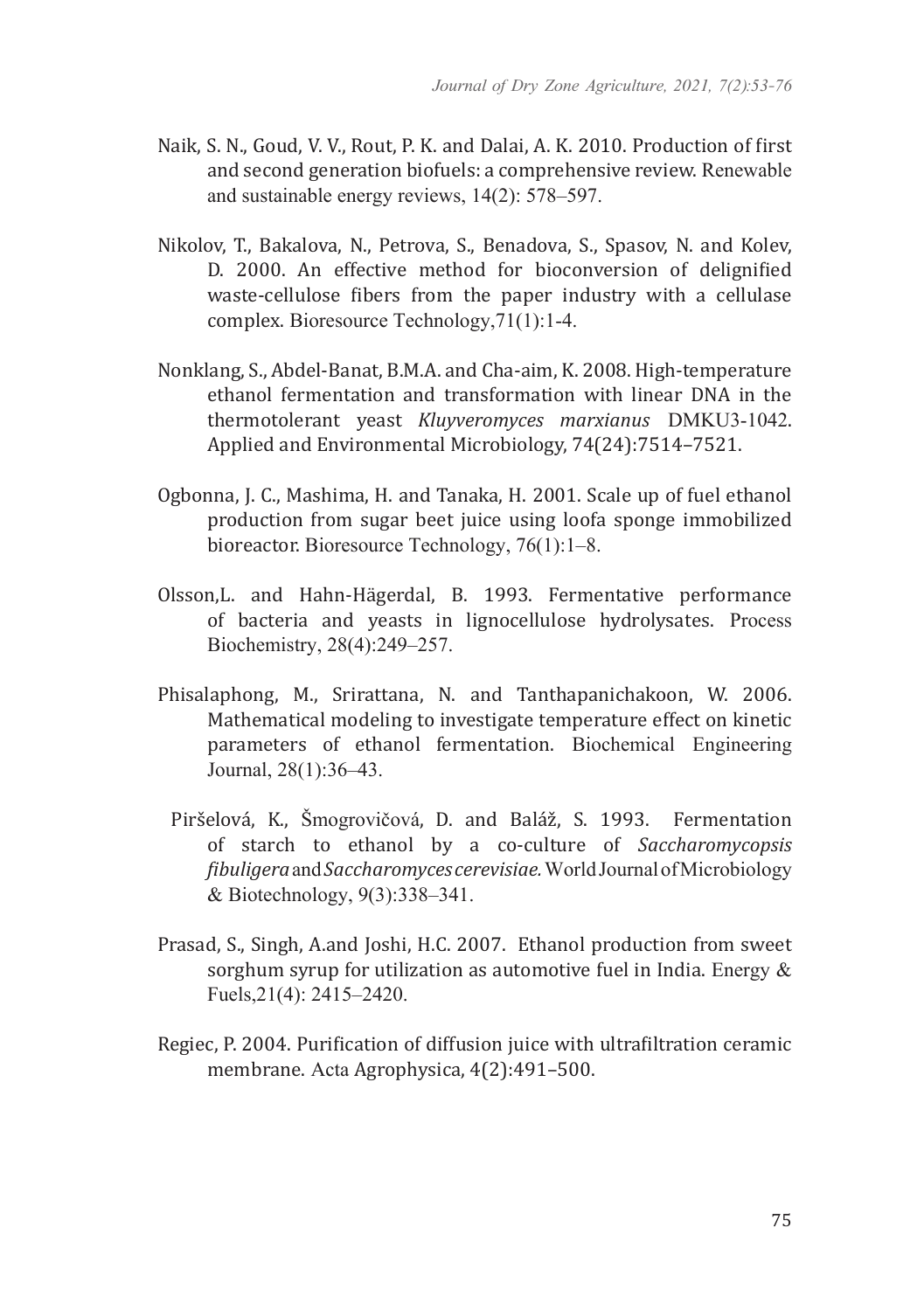Naik, S. N., Goud, V. V., Rout, P. K. and Dalai, A. K. 2010. Production of first and second generation biofuels: a comprehensive review. Renewable and sustainable energy reviews, 14(2): 578–597.

Nikolov, T., Bakalova, N., Petrova, S., Benadova, S., Spasov, N. and Kolev, D. 2000. An effective method for bioconversion of delignified waste-cellulose fibers from the paper industry with a cellulase complex. Bioresource Technology,71(1):1-4.

Nonklang, S., Abdel-Banat, B.M.A. and Cha-aim, K. 2008. High-temperature ethanol fermentation and transformation with linear DNA in the thermotolerant yeast *Kluyveromyces marxianus* DMKU3-1042. Applied and Environmental Microbiology, 74(24):7514–7521.

Ogbonna, J. C., Mashima, H. and Tanaka, H. 2001. Scale up of fuel ethanol production from sugar beet juice using loofa sponge immobilized bioreactor. Bioresource Technology, 76(1):1–8.

Olsson,L. and Hahn-Hägerdal, B. 1993. Fermentative performance of bacteria and yeasts in lignocellulose hydrolysates. Process Biochemistry, 28(4):249–257.

Phisalaphong, M., Srirattana, N. and Tanthapanichakoon, W. 2006. Mathematical modeling to investigate temperature effect on kinetic parameters of ethanol fermentation. Biochemical Engineering Journal, 28(1):36–43.

Piršelová, K., Šmogrovičová, D. and Baláž, S. 1993. Fermentation of starch to ethanol by a co-culture of *Saccharomycopsis fibuligera* and *Saccharomyces cerevisiae.* World Journal of Microbiology & Biotechnology, 9(3):338–341.

Prasad, S., Singh, A.and Joshi, H.C. 2007. Ethanol production from sweet sorghum syrup for utilization as automotive fuel in India. Energy & Fuels,21(4): 2415–2420.

Regiec, P. 2004. Purification of diffusion juice with ultrafiltration ceramic membrane. Acta Agrophysica, 4(2):491–500.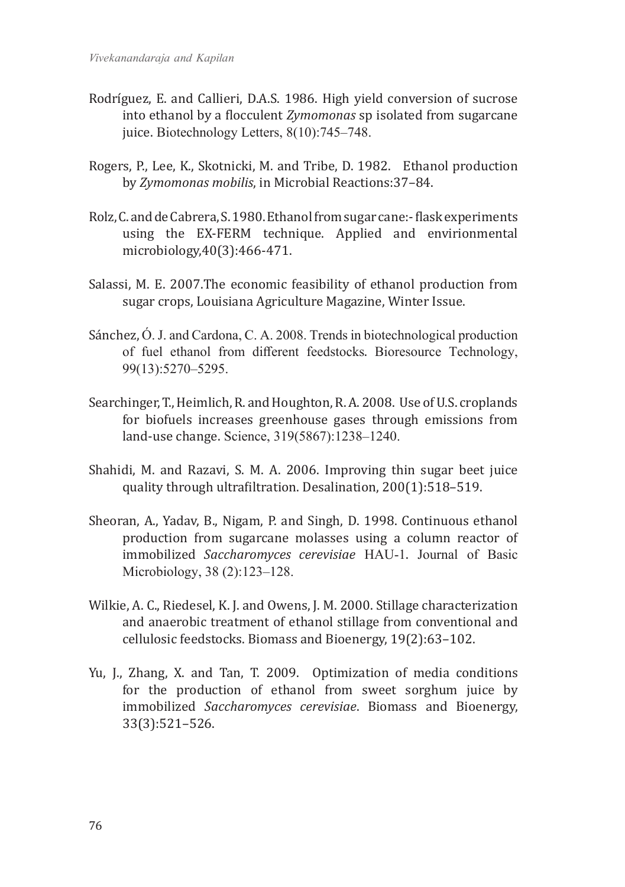Rodríguez, E. and Callieri, D.A.S. 1986. High yield conversion of sucrose into ethanol by a flocculent *Zymomonas* sp isolated from sugarcane juice. Biotechnology Letters, 8(10):745–748.

Rogers, P., Lee, K., Skotnicki, M. and Tribe, D. 1982. Ethanol production by *Zymomonas mobilis*, in Microbial Reactions:37–84.

Rolz, C. and de Cabrera, S. 1980. Ethanol from sugar cane:- flask experiments using the EX-FERM technique. Applied and envirionmental microbiology,40(3):466-471.

Salassi, M. E. 2007.The economic feasibility of ethanol production from sugar crops, Louisiana Agriculture Magazine, Winter Issue.

Sánchez, Ó. J. and Cardona, C. A. 2008. Trends in biotechnological production of fuel ethanol from different feedstocks. Bioresource Technology, 99(13):5270–5295.

Searchinger, T., Heimlich, R. and Houghton, R. A. 2008. Use of U.S. croplands for biofuels increases greenhouse gases through emissions from land-use change. Science, 319(5867):1238–1240.

Shahidi, M. and Razavi, S. M. A. 2006. Improving thin sugar beet juice quality through ultrafiltration. Desalination, 200(1):518–519.

Sheoran, A., Yadav, B., Nigam, P. and Singh, D. 1998. Continuous ethanol production from sugarcane molasses using a column reactor of immobilized *Saccharomyces cerevisiae* HAU-1. Journal of Basic Microbiology, 38 (2):123–128.

Wilkie, A. C., Riedesel, K. J. and Owens, J. M. 2000. Stillage characterization and anaerobic treatment of ethanol stillage from conventional and cellulosic feedstocks. Biomass and Bioenergy, 19(2):63–102.

Yu, J., Zhang, X. and Tan, T. 2009. Optimization of media conditions for the production of ethanol from sweet sorghum juice by immobilized *Saccharomyces cerevisiae*. Biomass and Bioenergy, 33(3):521–526.